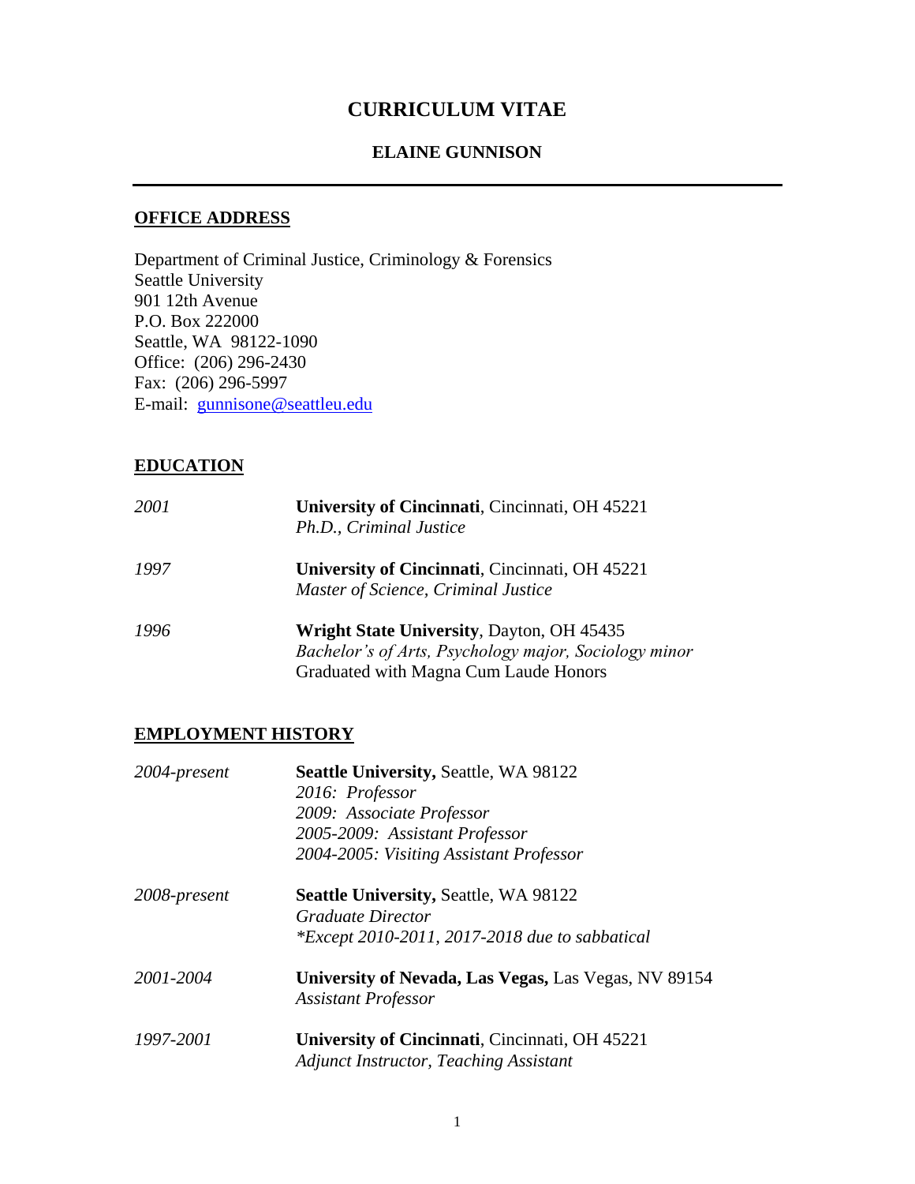# CURRICULUM VITAE

## ELAINE GUNNISON

---

## OFFICE ADDRESS

Department of Criminal Justice, Criminology & Forensics
Seattle University
901 12th Avenue
P.O. Box 222000
Seattle, WA 98122-1090
Office: (206) 296-2430
Fax: (206) 296-5997
E-mail: gunnisone@seattleu.edu

## EDUCATION

*2001* — **University of Cincinnati**, Cincinnati, OH 45221
*Ph.D., Criminal Justice*

*1997* — **University of Cincinnati**, Cincinnati, OH 45221
*Master of Science, Criminal Justice*

*1996* — **Wright State University**, Dayton, OH 45435
*Bachelor's of Arts, Psychology major, Sociology minor*
Graduated with Magna Cum Laude Honors

## EMPLOYMENT HISTORY

*2004-present* — **Seattle University,** Seattle, WA 98122
*2016: Professor*
*2009: Associate Professor*
*2005-2009: Assistant Professor*
*2004-2005: Visiting Assistant Professor*

*2008-present* — **Seattle University,** Seattle, WA 98122
*Graduate Director*
*\*Except 2010-2011, 2017-2018 due to sabbatical*

*2001-2004* — **University of Nevada, Las Vegas,** Las Vegas, NV 89154
*Assistant Professor*

*1997-2001* — **University of Cincinnati**, Cincinnati, OH 45221
*Adjunct Instructor, Teaching Assistant*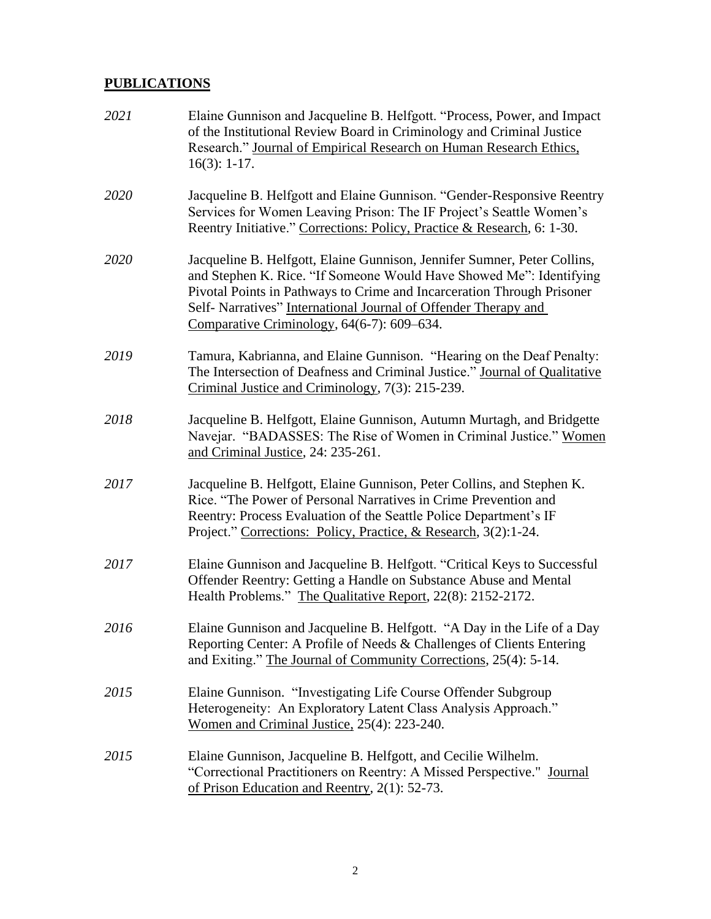## PUBLICATIONS

*2021* Elaine Gunnison and Jacqueline B. Helfgott. "Process, Power, and Impact of the Institutional Review Board in Criminology and Criminal Justice Research." Journal of Empirical Research on Human Research Ethics, 16(3): 1-17.

*2020* Jacqueline B. Helfgott and Elaine Gunnison. "Gender-Responsive Reentry Services for Women Leaving Prison: The IF Project's Seattle Women's Reentry Initiative." Corrections: Policy, Practice & Research, 6: 1-30.

*2020* Jacqueline B. Helfgott, Elaine Gunnison, Jennifer Sumner, Peter Collins, and Stephen K. Rice. "If Someone Would Have Showed Me": Identifying Pivotal Points in Pathways to Crime and Incarceration Through Prisoner Self- Narratives" International Journal of Offender Therapy and Comparative Criminology, 64(6-7): 609–634.

*2019* Tamura, Kabrianna, and Elaine Gunnison. "Hearing on the Deaf Penalty: The Intersection of Deafness and Criminal Justice." Journal of Qualitative Criminal Justice and Criminology, 7(3): 215-239.

*2018* Jacqueline B. Helfgott, Elaine Gunnison, Autumn Murtagh, and Bridgette Navejar. "BADASSES: The Rise of Women in Criminal Justice." Women and Criminal Justice, 24: 235-261.

*2017* Jacqueline B. Helfgott, Elaine Gunnison, Peter Collins, and Stephen K. Rice. "The Power of Personal Narratives in Crime Prevention and Reentry: Process Evaluation of the Seattle Police Department's IF Project." Corrections: Policy, Practice, & Research, 3(2):1-24.

*2017* Elaine Gunnison and Jacqueline B. Helfgott. "Critical Keys to Successful Offender Reentry: Getting a Handle on Substance Abuse and Mental Health Problems." The Qualitative Report, 22(8): 2152-2172.

*2016* Elaine Gunnison and Jacqueline B. Helfgott. "A Day in the Life of a Day Reporting Center: A Profile of Needs & Challenges of Clients Entering and Exiting." The Journal of Community Corrections, 25(4): 5-14.

*2015* Elaine Gunnison. "Investigating Life Course Offender Subgroup Heterogeneity: An Exploratory Latent Class Analysis Approach." Women and Criminal Justice, 25(4): 223-240.

*2015* Elaine Gunnison, Jacqueline B. Helfgott, and Cecilie Wilhelm. "Correctional Practitioners on Reentry: A Missed Perspective." Journal of Prison Education and Reentry, 2(1): 52-73.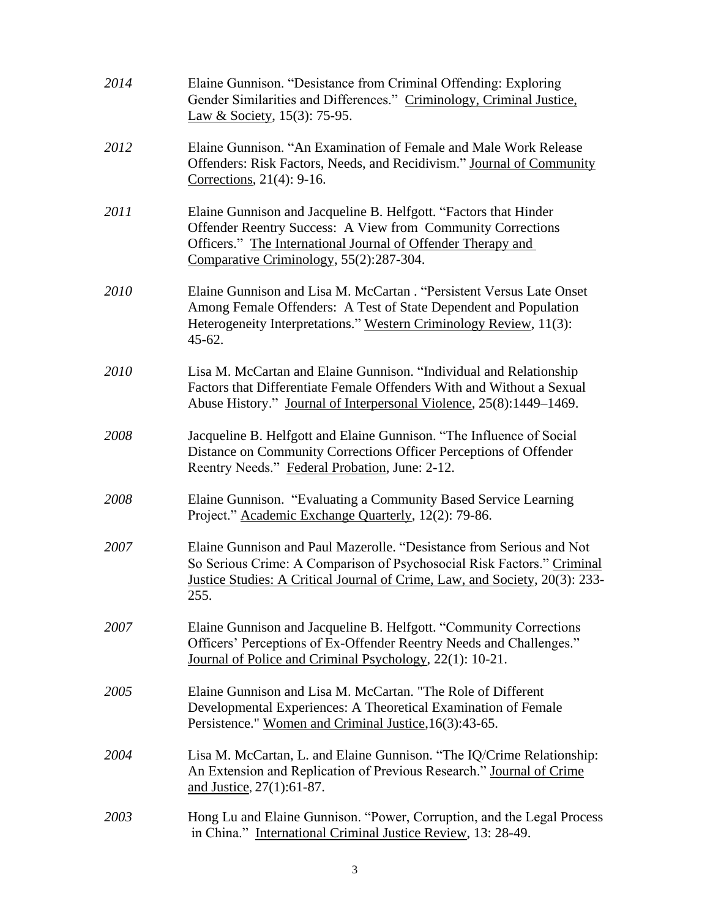*2014* Elaine Gunnison. "Desistance from Criminal Offending: Exploring Gender Similarities and Differences." Criminology, Criminal Justice, Law & Society, 15(3): 75-95.

*2012* Elaine Gunnison. "An Examination of Female and Male Work Release Offenders: Risk Factors, Needs, and Recidivism." Journal of Community Corrections, 21(4): 9-16.

*2011* Elaine Gunnison and Jacqueline B. Helfgott. "Factors that Hinder Offender Reentry Success: A View from Community Corrections Officers." The International Journal of Offender Therapy and Comparative Criminology, 55(2):287-304.

*2010* Elaine Gunnison and Lisa M. McCartan . "Persistent Versus Late Onset Among Female Offenders: A Test of State Dependent and Population Heterogeneity Interpretations." Western Criminology Review, 11(3): 45-62.

*2010* Lisa M. McCartan and Elaine Gunnison. "Individual and Relationship Factors that Differentiate Female Offenders With and Without a Sexual Abuse History." Journal of Interpersonal Violence, 25(8):1449–1469.

*2008* Jacqueline B. Helfgott and Elaine Gunnison. "The Influence of Social Distance on Community Corrections Officer Perceptions of Offender Reentry Needs." Federal Probation, June: 2-12.

*2008* Elaine Gunnison. "Evaluating a Community Based Service Learning Project." Academic Exchange Quarterly, 12(2): 79-86.

*2007* Elaine Gunnison and Paul Mazerolle. "Desistance from Serious and Not So Serious Crime: A Comparison of Psychosocial Risk Factors." Criminal Justice Studies: A Critical Journal of Crime, Law, and Society, 20(3): 233-255.

*2007* Elaine Gunnison and Jacqueline B. Helfgott. "Community Corrections Officers' Perceptions of Ex-Offender Reentry Needs and Challenges." Journal of Police and Criminal Psychology, 22(1): 10-21.

*2005* Elaine Gunnison and Lisa M. McCartan. "The Role of Different Developmental Experiences: A Theoretical Examination of Female Persistence." Women and Criminal Justice,16(3):43-65.

*2004* Lisa M. McCartan, L. and Elaine Gunnison. "The IQ/Crime Relationship: An Extension and Replication of Previous Research." Journal of Crime and Justice, 27(1):61-87.

*2003* Hong Lu and Elaine Gunnison. "Power, Corruption, and the Legal Process in China." International Criminal Justice Review, 13: 28-49.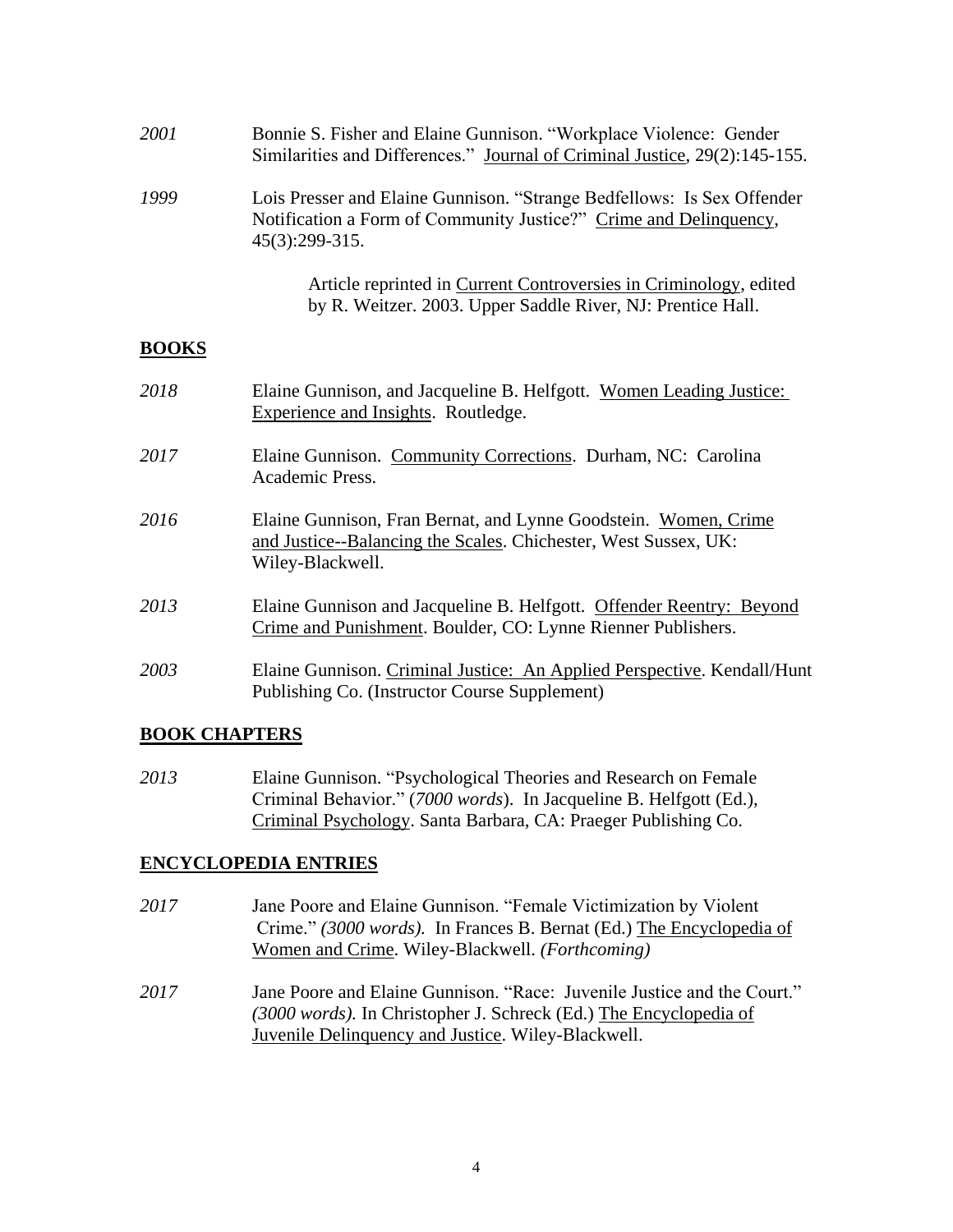*2001* Bonnie S. Fisher and Elaine Gunnison. "Workplace Violence: Gender Similarities and Differences." Journal of Criminal Justice, 29(2):145-155.

*1999* Lois Presser and Elaine Gunnison. "Strange Bedfellows: Is Sex Offender Notification a Form of Community Justice?" Crime and Delinquency, 45(3):299-315.

> Article reprinted in Current Controversies in Criminology, edited by R. Weitzer. 2003. Upper Saddle River, NJ: Prentice Hall.

## BOOKS

*2018* Elaine Gunnison, and Jacqueline B. Helfgott. Women Leading Justice: Experience and Insights. Routledge.

*2017* Elaine Gunnison. Community Corrections. Durham, NC: Carolina Academic Press.

*2016* Elaine Gunnison, Fran Bernat, and Lynne Goodstein. Women, Crime and Justice--Balancing the Scales. Chichester, West Sussex, UK: Wiley-Blackwell.

*2013* Elaine Gunnison and Jacqueline B. Helfgott. Offender Reentry: Beyond Crime and Punishment. Boulder, CO: Lynne Rienner Publishers.

*2003* Elaine Gunnison. Criminal Justice: An Applied Perspective. Kendall/Hunt Publishing Co. (Instructor Course Supplement)

## BOOK CHAPTERS

*2013* Elaine Gunnison. "Psychological Theories and Research on Female Criminal Behavior." (*7000 words*). In Jacqueline B. Helfgott (Ed.), Criminal Psychology. Santa Barbara, CA: Praeger Publishing Co.

## ENCYCLOPEDIA ENTRIES

*2017* Jane Poore and Elaine Gunnison. "Female Victimization by Violent Crime." *(3000 words).* In Frances B. Bernat (Ed.) The Encyclopedia of Women and Crime. Wiley-Blackwell. *(Forthcoming)*

*2017* Jane Poore and Elaine Gunnison. "Race: Juvenile Justice and the Court." *(3000 words).* In Christopher J. Schreck (Ed.) The Encyclopedia of Juvenile Delinquency and Justice. Wiley-Blackwell.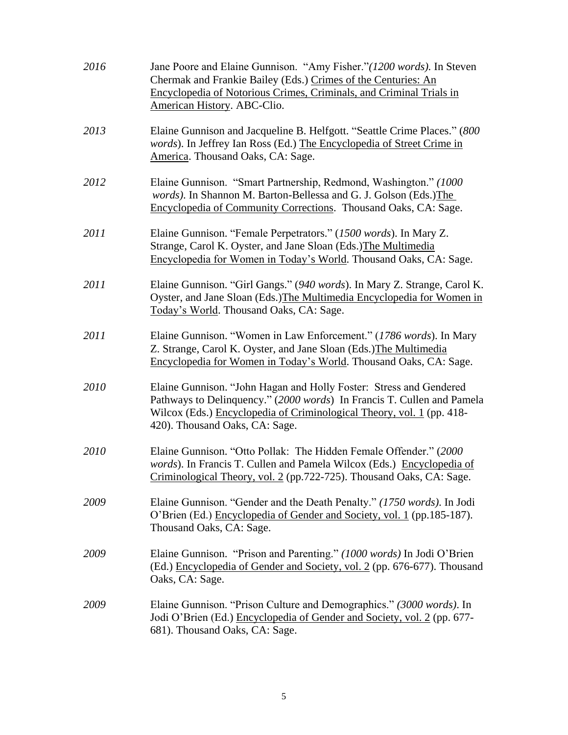*2016* Jane Poore and Elaine Gunnison. "Amy Fisher."*(1200 words).* In Steven Chermak and Frankie Bailey (Eds.) Crimes of the Centuries: An Encyclopedia of Notorious Crimes, Criminals, and Criminal Trials in American History. ABC-Clio.

*2013* Elaine Gunnison and Jacqueline B. Helfgott. "Seattle Crime Places." (*800 words*). In Jeffrey Ian Ross (Ed.) The Encyclopedia of Street Crime in America. Thousand Oaks, CA: Sage.

*2012* Elaine Gunnison. "Smart Partnership, Redmond, Washington." *(1000 words)*. In Shannon M. Barton-Bellessa and G. J. Golson (Eds.)The Encyclopedia of Community Corrections. Thousand Oaks, CA: Sage.

*2011* Elaine Gunnison. "Female Perpetrators." (*1500 words*). In Mary Z. Strange, Carol K. Oyster, and Jane Sloan (Eds.)The Multimedia Encyclopedia for Women in Today's World. Thousand Oaks, CA: Sage.

*2011* Elaine Gunnison. "Girl Gangs." (*940 words*). In Mary Z. Strange, Carol K. Oyster, and Jane Sloan (Eds.)The Multimedia Encyclopedia for Women in Today's World. Thousand Oaks, CA: Sage.

*2011* Elaine Gunnison. "Women in Law Enforcement." (*1786 words*). In Mary Z. Strange, Carol K. Oyster, and Jane Sloan (Eds.)The Multimedia Encyclopedia for Women in Today's World. Thousand Oaks, CA: Sage.

*2010* Elaine Gunnison. "John Hagan and Holly Foster: Stress and Gendered Pathways to Delinquency." (*2000 words*) In Francis T. Cullen and Pamela Wilcox (Eds.) Encyclopedia of Criminological Theory, vol. 1 (pp. 418-420). Thousand Oaks, CA: Sage.

*2010* Elaine Gunnison. "Otto Pollak: The Hidden Female Offender." (*2000 words*). In Francis T. Cullen and Pamela Wilcox (Eds.) Encyclopedia of Criminological Theory, vol. 2 (pp.722-725). Thousand Oaks, CA: Sage.

*2009* Elaine Gunnison. "Gender and the Death Penalty." *(1750 words)*. In Jodi O'Brien (Ed.) Encyclopedia of Gender and Society, vol. 1 (pp.185-187). Thousand Oaks, CA: Sage.

*2009* Elaine Gunnison. "Prison and Parenting." *(1000 words)* In Jodi O'Brien (Ed.) Encyclopedia of Gender and Society, vol. 2 (pp. 676-677). Thousand Oaks, CA: Sage.

*2009* Elaine Gunnison. "Prison Culture and Demographics." *(3000 words)*. In Jodi O'Brien (Ed.) Encyclopedia of Gender and Society, vol. 2 (pp. 677-681). Thousand Oaks, CA: Sage.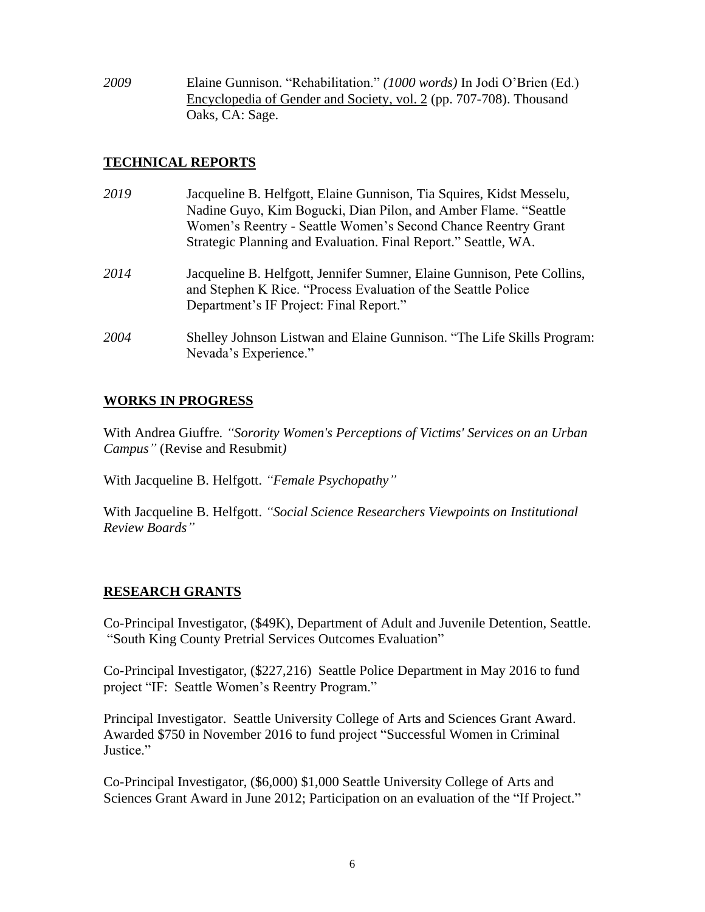*2009* Elaine Gunnison. "Rehabilitation." *(1000 words)* In Jodi O'Brien (Ed.) Encyclopedia of Gender and Society, vol. 2 (pp. 707-708). Thousand Oaks, CA: Sage.

## TECHNICAL REPORTS

*2019* Jacqueline B. Helfgott, Elaine Gunnison, Tia Squires, Kidst Messelu, Nadine Guyo, Kim Bogucki, Dian Pilon, and Amber Flame. "Seattle Women's Reentry - Seattle Women's Second Chance Reentry Grant Strategic Planning and Evaluation. Final Report." Seattle, WA.

*2014* Jacqueline B. Helfgott, Jennifer Sumner, Elaine Gunnison, Pete Collins, and Stephen K Rice. "Process Evaluation of the Seattle Police Department's IF Project: Final Report."

*2004* Shelley Johnson Listwan and Elaine Gunnison. "The Life Skills Program: Nevada's Experience."

## WORKS IN PROGRESS

With Andrea Giuffre. *"Sorority Women's Perceptions of Victims' Services on an Urban Campus"* (Revise and Resubmit*)*

With Jacqueline B. Helfgott. *"Female Psychopathy"*

With Jacqueline B. Helfgott. *"Social Science Researchers Viewpoints on Institutional Review Boards"*

## RESEARCH GRANTS

Co-Principal Investigator, ($49K), Department of Adult and Juvenile Detention, Seattle. "South King County Pretrial Services Outcomes Evaluation"

Co-Principal Investigator, ($227,216) Seattle Police Department in May 2016 to fund project "IF: Seattle Women's Reentry Program."

Principal Investigator. Seattle University College of Arts and Sciences Grant Award. Awarded $750 in November 2016 to fund project "Successful Women in Criminal Justice."

Co-Principal Investigator, ($6,000) $1,000 Seattle University College of Arts and Sciences Grant Award in June 2012; Participation on an evaluation of the "If Project."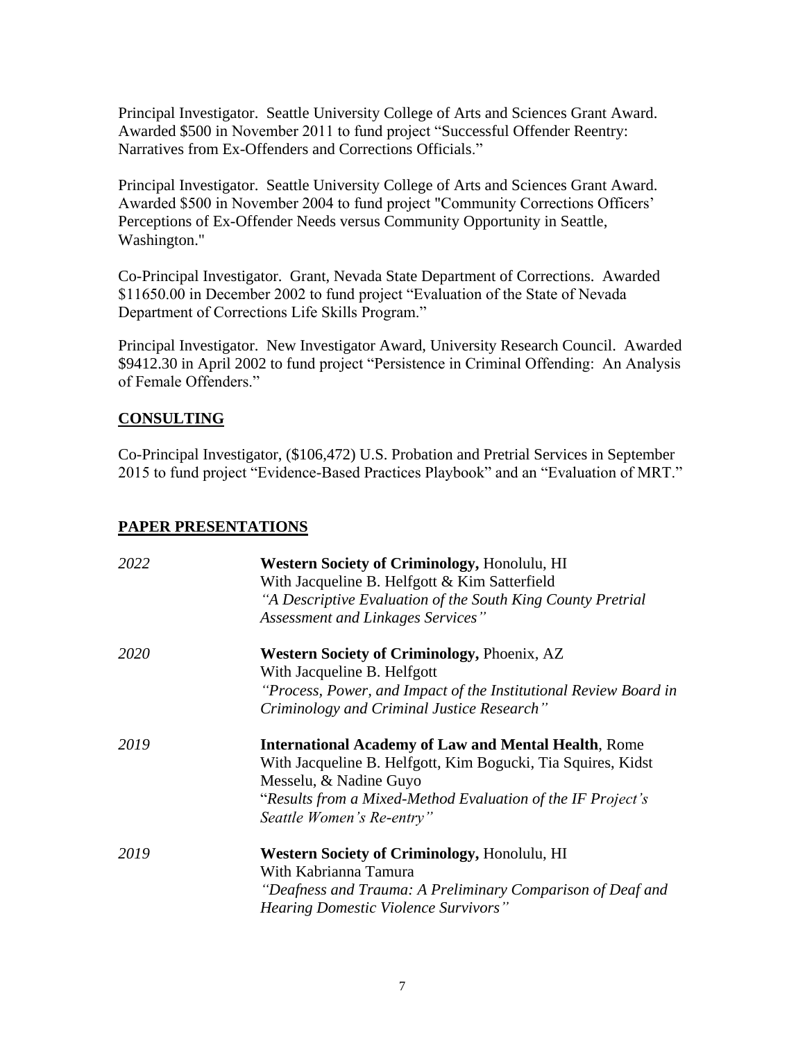Principal Investigator. Seattle University College of Arts and Sciences Grant Award. Awarded $500 in November 2011 to fund project "Successful Offender Reentry: Narratives from Ex-Offenders and Corrections Officials."

Principal Investigator. Seattle University College of Arts and Sciences Grant Award. Awarded $500 in November 2004 to fund project "Community Corrections Officers' Perceptions of Ex-Offender Needs versus Community Opportunity in Seattle, Washington."

Co-Principal Investigator. Grant, Nevada State Department of Corrections. Awarded $11650.00 in December 2002 to fund project "Evaluation of the State of Nevada Department of Corrections Life Skills Program."

Principal Investigator. New Investigator Award, University Research Council. Awarded $9412.30 in April 2002 to fund project "Persistence in Criminal Offending: An Analysis of Female Offenders."

## CONSULTING

Co-Principal Investigator, ($106,472) U.S. Probation and Pretrial Services in September 2015 to fund project "Evidence-Based Practices Playbook" and an "Evaluation of MRT."

## PAPER PRESENTATIONS

*2022* **Western Society of Criminology,** Honolulu, HI
With Jacqueline B. Helfgott & Kim Satterfield
*"A Descriptive Evaluation of the South King County Pretrial Assessment and Linkages Services"*

*2020* **Western Society of Criminology,** Phoenix, AZ
With Jacqueline B. Helfgott
*"Process, Power, and Impact of the Institutional Review Board in Criminology and Criminal Justice Research"*

*2019* **International Academy of Law and Mental Health**, Rome
With Jacqueline B. Helfgott, Kim Bogucki, Tia Squires, Kidst Messelu, & Nadine Guyo
"*Results from a Mixed-Method Evaluation of the IF Project's Seattle Women's Re-entry"*

*2019* **Western Society of Criminology,** Honolulu, HI
With Kabrianna Tamura
*"Deafness and Trauma: A Preliminary Comparison of Deaf and Hearing Domestic Violence Survivors"*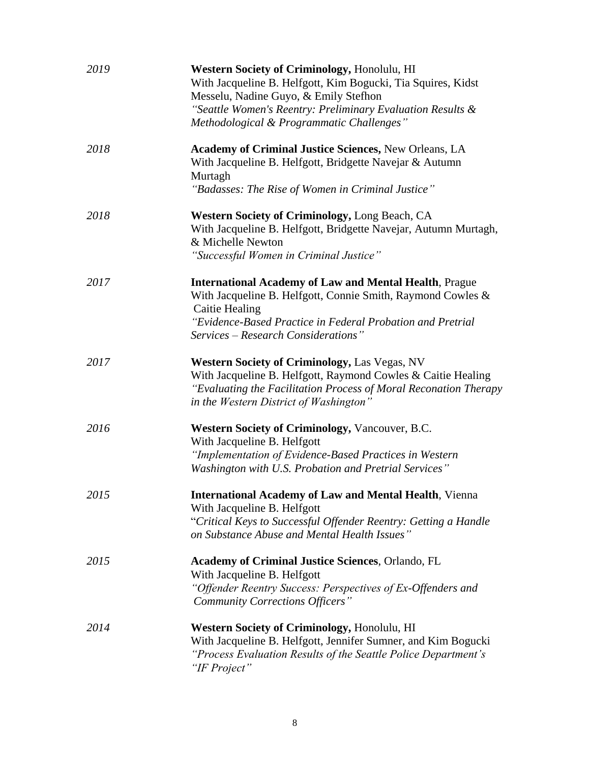*2019* **Western Society of Criminology,** Honolulu, HI
With Jacqueline B. Helfgott, Kim Bogucki, Tia Squires, Kidst Messelu, Nadine Guyo, & Emily Stefhon
*"Seattle Women's Reentry: Preliminary Evaluation Results & Methodological & Programmatic Challenges"*

*2018* **Academy of Criminal Justice Sciences,** New Orleans, LA
With Jacqueline B. Helfgott, Bridgette Navejar & Autumn Murtagh
*"Badasses: The Rise of Women in Criminal Justice"*

*2018* **Western Society of Criminology,** Long Beach, CA
With Jacqueline B. Helfgott, Bridgette Navejar, Autumn Murtagh, & Michelle Newton
*"Successful Women in Criminal Justice"*

*2017* **International Academy of Law and Mental Health**, Prague
With Jacqueline B. Helfgott, Connie Smith, Raymond Cowles & Caitie Healing
*"Evidence-Based Practice in Federal Probation and Pretrial Services – Research Considerations"*

*2017* **Western Society of Criminology,** Las Vegas, NV
With Jacqueline B. Helfgott, Raymond Cowles & Caitie Healing
*"Evaluating the Facilitation Process of Moral Reconation Therapy in the Western District of Washington"*

*2016* **Western Society of Criminology,** Vancouver, B.C.
With Jacqueline B. Helfgott
*"Implementation of Evidence-Based Practices in Western Washington with U.S. Probation and Pretrial Services"*

*2015* **International Academy of Law and Mental Health**, Vienna
With Jacqueline B. Helfgott
*"Critical Keys to Successful Offender Reentry: Getting a Handle on Substance Abuse and Mental Health Issues"*

*2015* **Academy of Criminal Justice Sciences**, Orlando, FL
With Jacqueline B. Helfgott
*"Offender Reentry Success: Perspectives of Ex-Offenders and Community Corrections Officers"*

*2014* **Western Society of Criminology,** Honolulu, HI
With Jacqueline B. Helfgott, Jennifer Sumner, and Kim Bogucki
*"Process Evaluation Results of the Seattle Police Department's "IF Project"*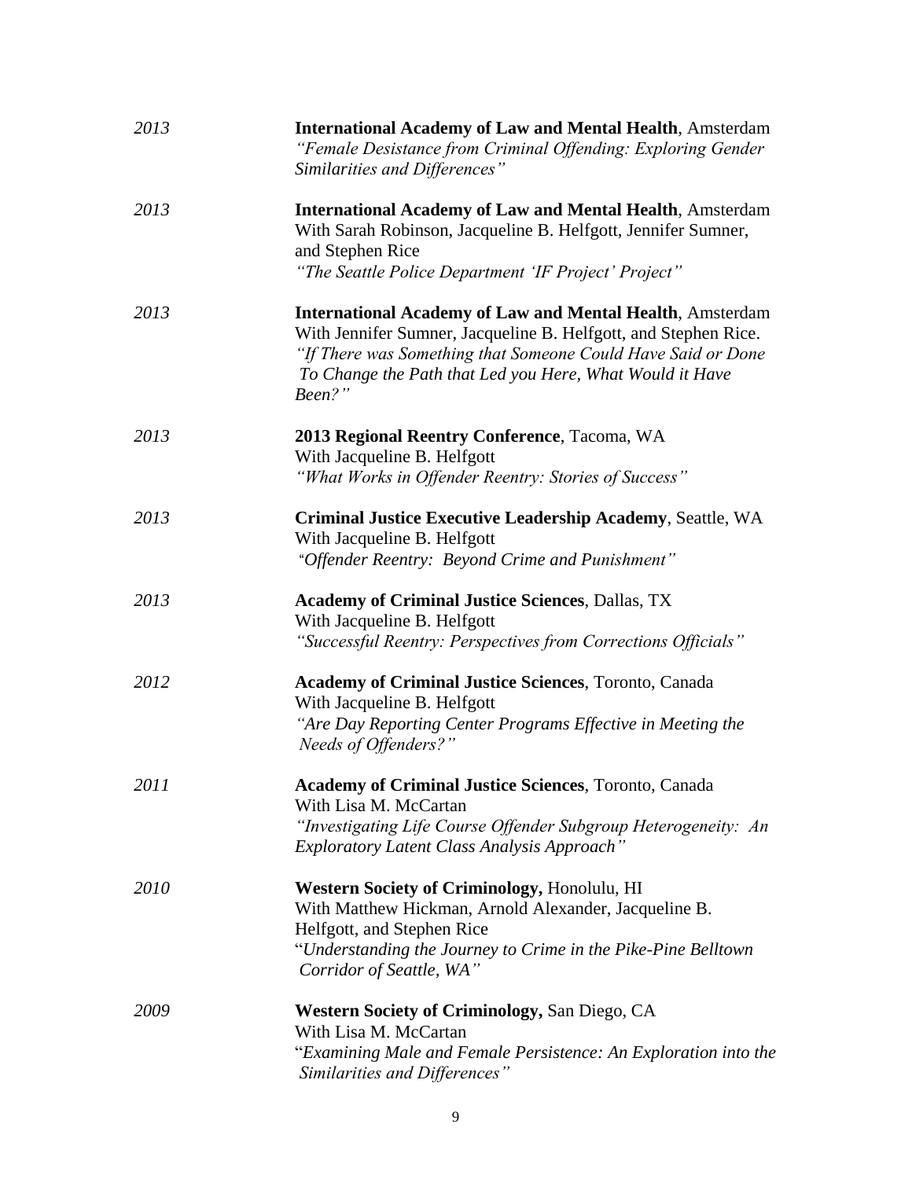*2013* **International Academy of Law and Mental Health**, Amsterdam
*"Female Desistance from Criminal Offending: Exploring Gender Similarities and Differences"*

*2013* **International Academy of Law and Mental Health**, Amsterdam
With Sarah Robinson, Jacqueline B. Helfgott, Jennifer Sumner, and Stephen Rice
*"The Seattle Police Department 'IF Project' Project"*

*2013* **International Academy of Law and Mental Health**, Amsterdam
With Jennifer Sumner, Jacqueline B. Helfgott, and Stephen Rice.
*"If There was Something that Someone Could Have Said or Done To Change the Path that Led you Here, What Would it Have Been?"*

*2013* **2013 Regional Reentry Conference**, Tacoma, WA
With Jacqueline B. Helfgott
*"What Works in Offender Reentry: Stories of Success"*

*2013* **Criminal Justice Executive Leadership Academy**, Seattle, WA
With Jacqueline B. Helfgott
*"Offender Reentry: Beyond Crime and Punishment"*

*2013* **Academy of Criminal Justice Sciences**, Dallas, TX
With Jacqueline B. Helfgott
*"Successful Reentry: Perspectives from Corrections Officials"*

*2012* **Academy of Criminal Justice Sciences**, Toronto, Canada
With Jacqueline B. Helfgott
*"Are Day Reporting Center Programs Effective in Meeting the Needs of Offenders?"*

*2011* **Academy of Criminal Justice Sciences**, Toronto, Canada
With Lisa M. McCartan
*"Investigating Life Course Offender Subgroup Heterogeneity: An Exploratory Latent Class Analysis Approach"*

*2010* **Western Society of Criminology,** Honolulu, HI
With Matthew Hickman, Arnold Alexander, Jacqueline B. Helfgott, and Stephen Rice
*"Understanding the Journey to Crime in the Pike-Pine Belltown Corridor of Seattle, WA"*

*2009* **Western Society of Criminology,** San Diego, CA
With Lisa M. McCartan
*"Examining Male and Female Persistence: An Exploration into the Similarities and Differences"*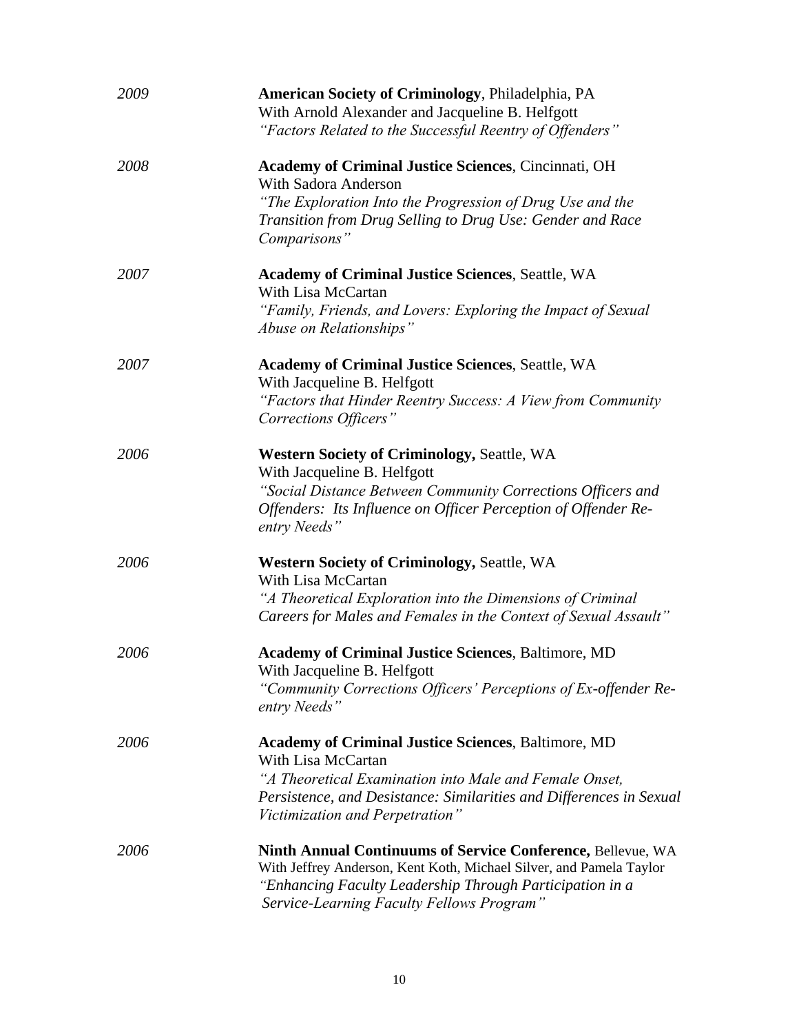*2009* **American Society of Criminology**, Philadelphia, PA
With Arnold Alexander and Jacqueline B. Helfgott
*"Factors Related to the Successful Reentry of Offenders"*

*2008* **Academy of Criminal Justice Sciences**, Cincinnati, OH
With Sadora Anderson
*"The Exploration Into the Progression of Drug Use and the Transition from Drug Selling to Drug Use: Gender and Race Comparisons"*

*2007* **Academy of Criminal Justice Sciences**, Seattle, WA
With Lisa McCartan
*"Family, Friends, and Lovers: Exploring the Impact of Sexual Abuse on Relationships"*

*2007* **Academy of Criminal Justice Sciences**, Seattle, WA
With Jacqueline B. Helfgott
*"Factors that Hinder Reentry Success: A View from Community Corrections Officers"*

*2006* **Western Society of Criminology,** Seattle, WA
With Jacqueline B. Helfgott
*"Social Distance Between Community Corrections Officers and Offenders: Its Influence on Officer Perception of Offender Re-entry Needs"*

*2006* **Western Society of Criminology,** Seattle, WA
With Lisa McCartan
*"A Theoretical Exploration into the Dimensions of Criminal Careers for Males and Females in the Context of Sexual Assault"*

*2006* **Academy of Criminal Justice Sciences**, Baltimore, MD
With Jacqueline B. Helfgott
*"Community Corrections Officers' Perceptions of Ex-offender Re-entry Needs"*

*2006* **Academy of Criminal Justice Sciences**, Baltimore, MD
With Lisa McCartan
*"A Theoretical Examination into Male and Female Onset, Persistence, and Desistance: Similarities and Differences in Sexual Victimization and Perpetration"*

*2006* **Ninth Annual Continuums of Service Conference,** Bellevue, WA
With Jeffrey Anderson, Kent Koth, Michael Silver, and Pamela Taylor
*"Enhancing Faculty Leadership Through Participation in a Service-Learning Faculty Fellows Program"*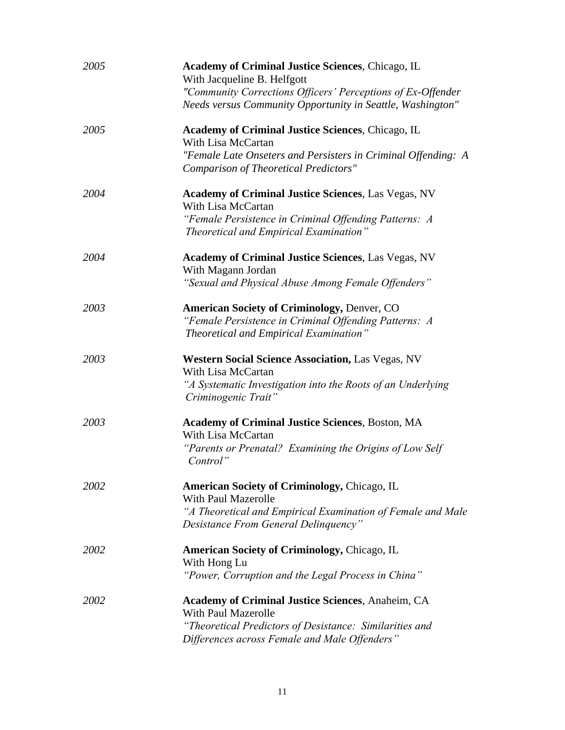*2005* **Academy of Criminal Justice Sciences**, Chicago, IL
With Jacqueline B. Helfgott
*"Community Corrections Officers' Perceptions of Ex-Offender Needs versus Community Opportunity in Seattle, Washington"*

*2005* **Academy of Criminal Justice Sciences**, Chicago, IL
With Lisa McCartan
*"Female Late Onseters and Persisters in Criminal Offending: A Comparison of Theoretical Predictors"*

*2004* **Academy of Criminal Justice Sciences**, Las Vegas, NV
With Lisa McCartan
*"Female Persistence in Criminal Offending Patterns: A Theoretical and Empirical Examination"*

*2004* **Academy of Criminal Justice Sciences**, Las Vegas, NV
With Magann Jordan
*"Sexual and Physical Abuse Among Female Offenders"*

*2003* **American Society of Criminology,** Denver, CO
*"Female Persistence in Criminal Offending Patterns: A Theoretical and Empirical Examination"*

*2003* **Western Social Science Association,** Las Vegas, NV
With Lisa McCartan
*"A Systematic Investigation into the Roots of an Underlying Criminogenic Trait"*

*2003* **Academy of Criminal Justice Sciences**, Boston, MA
With Lisa McCartan
*"Parents or Prenatal? Examining the Origins of Low Self Control"*

*2002* **American Society of Criminology,** Chicago, IL
With Paul Mazerolle
*"A Theoretical and Empirical Examination of Female and Male Desistance From General Delinquency"*

*2002* **American Society of Criminology,** Chicago, IL
With Hong Lu
*"Power, Corruption and the Legal Process in China"*

*2002* **Academy of Criminal Justice Sciences**, Anaheim, CA
With Paul Mazerolle
*"Theoretical Predictors of Desistance: Similarities and Differences across Female and Male Offenders"*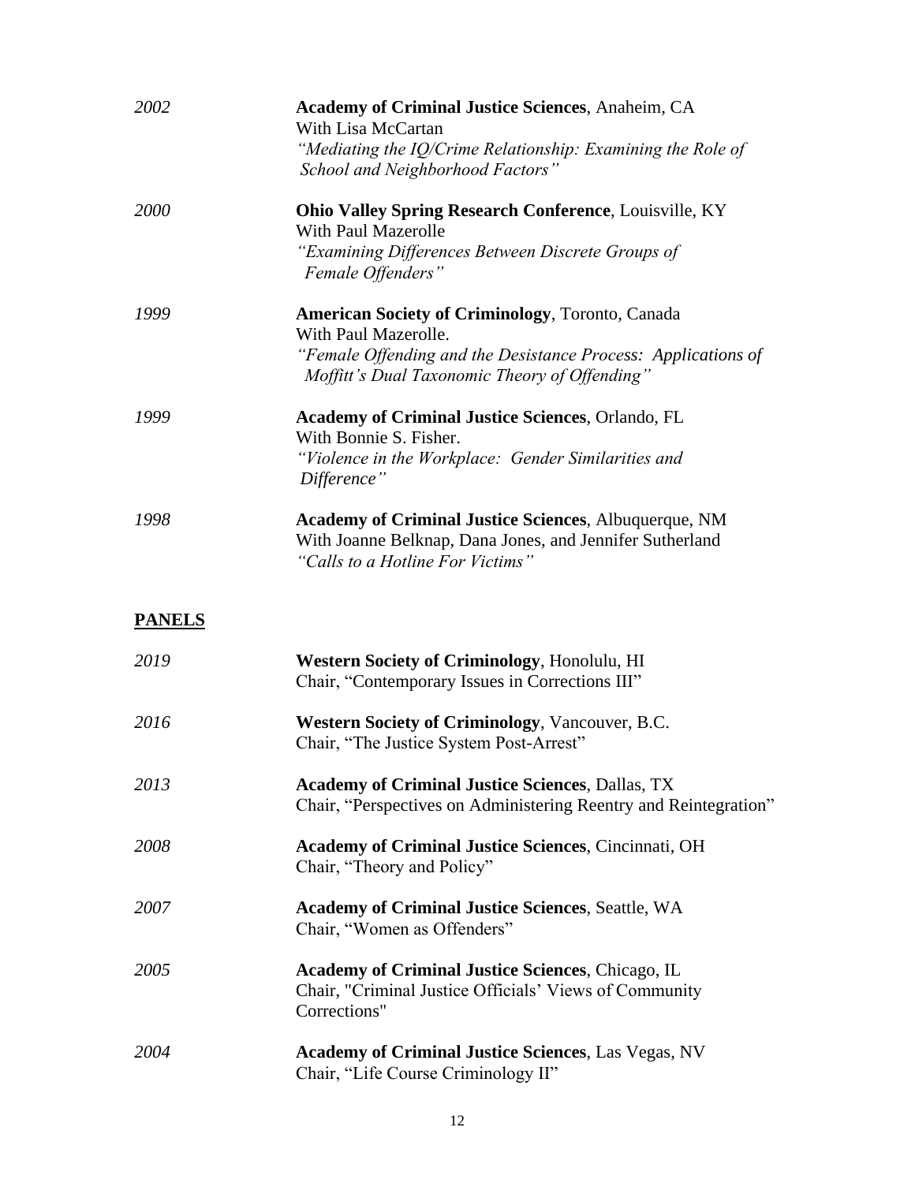*2002* **Academy of Criminal Justice Sciences**, Anaheim, CA
With Lisa McCartan
*"Mediating the IQ/Crime Relationship: Examining the Role of School and Neighborhood Factors"*

*2000* **Ohio Valley Spring Research Conference**, Louisville, KY
With Paul Mazerolle
*"Examining Differences Between Discrete Groups of Female Offenders"*

*1999* **American Society of Criminology**, Toronto, Canada
With Paul Mazerolle.
*"Female Offending and the Desistance Process: Applications of Moffitt's Dual Taxonomic Theory of Offending"*

*1999* **Academy of Criminal Justice Sciences**, Orlando, FL
With Bonnie S. Fisher.
*"Violence in the Workplace: Gender Similarities and Difference"*

*1998* **Academy of Criminal Justice Sciences**, Albuquerque, NM
With Joanne Belknap, Dana Jones, and Jennifer Sutherland
*"Calls to a Hotline For Victims"*

## PANELS

*2019* **Western Society of Criminology**, Honolulu, HI
Chair, "Contemporary Issues in Corrections III"

*2016* **Western Society of Criminology**, Vancouver, B.C.
Chair, "The Justice System Post-Arrest"

*2013* **Academy of Criminal Justice Sciences**, Dallas, TX
Chair, "Perspectives on Administering Reentry and Reintegration"

*2008* **Academy of Criminal Justice Sciences**, Cincinnati, OH
Chair, "Theory and Policy"

*2007* **Academy of Criminal Justice Sciences**, Seattle, WA
Chair, "Women as Offenders"

*2005* **Academy of Criminal Justice Sciences**, Chicago, IL
Chair, "Criminal Justice Officials' Views of Community Corrections"

*2004* **Academy of Criminal Justice Sciences**, Las Vegas, NV
Chair, "Life Course Criminology II"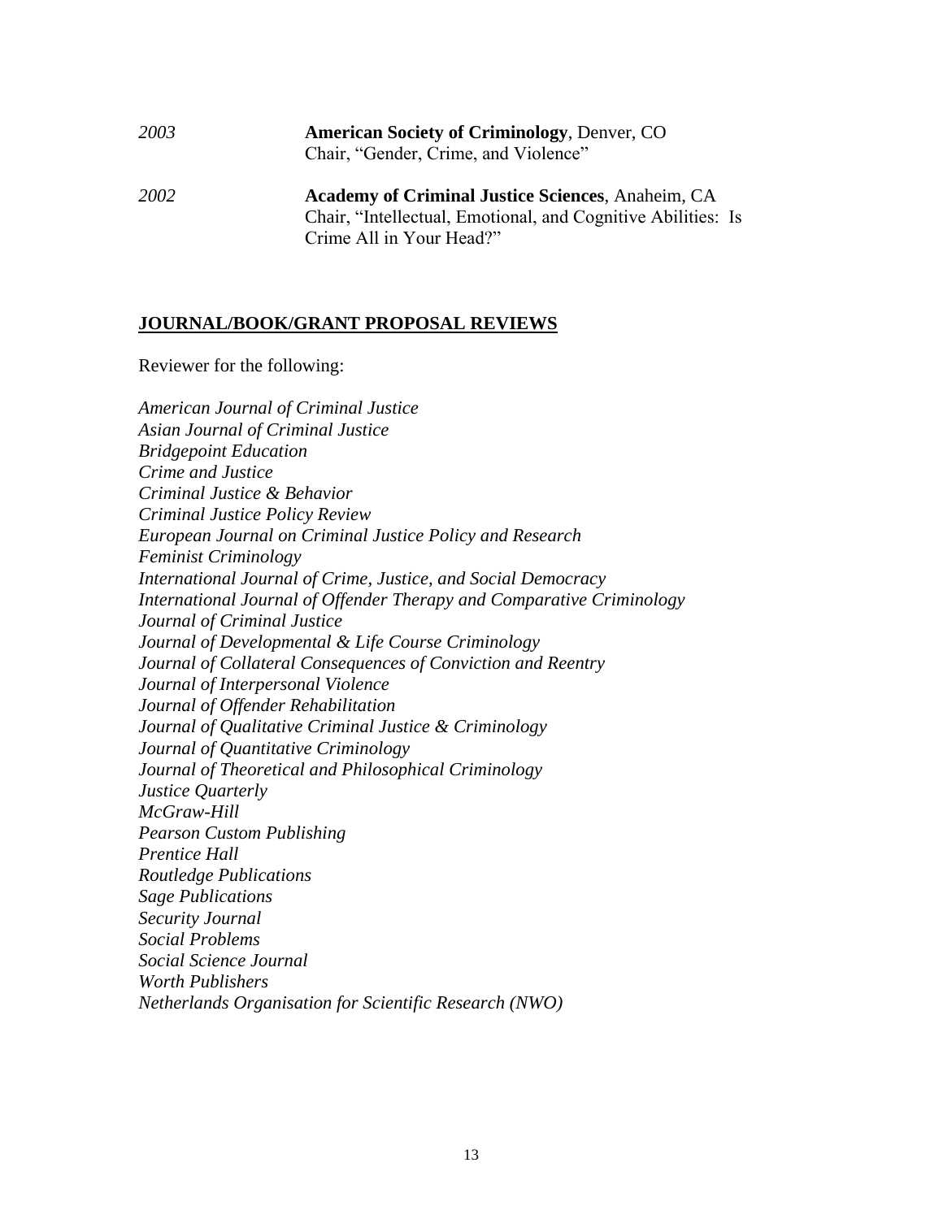*2003* **American Society of Criminology**, Denver, CO
Chair, "Gender, Crime, and Violence"

*2002* **Academy of Criminal Justice Sciences**, Anaheim, CA
Chair, "Intellectual, Emotional, and Cognitive Abilities: Is Crime All in Your Head?"

## JOURNAL/BOOK/GRANT PROPOSAL REVIEWS

Reviewer for the following:

*American Journal of Criminal Justice*
*Asian Journal of Criminal Justice*
*Bridgepoint Education*
*Crime and Justice*
*Criminal Justice & Behavior*
*Criminal Justice Policy Review*
*European Journal on Criminal Justice Policy and Research*
*Feminist Criminology*
*International Journal of Crime, Justice, and Social Democracy*
*International Journal of Offender Therapy and Comparative Criminology*
*Journal of Criminal Justice*
*Journal of Developmental & Life Course Criminology*
*Journal of Collateral Consequences of Conviction and Reentry*
*Journal of Interpersonal Violence*
*Journal of Offender Rehabilitation*
*Journal of Qualitative Criminal Justice & Criminology*
*Journal of Quantitative Criminology*
*Journal of Theoretical and Philosophical Criminology*
*Justice Quarterly*
*McGraw-Hill*
*Pearson Custom Publishing*
*Prentice Hall*
*Routledge Publications*
*Sage Publications*
*Security Journal*
*Social Problems*
*Social Science Journal*
*Worth Publishers*
*Netherlands Organisation for Scientific Research (NWO)*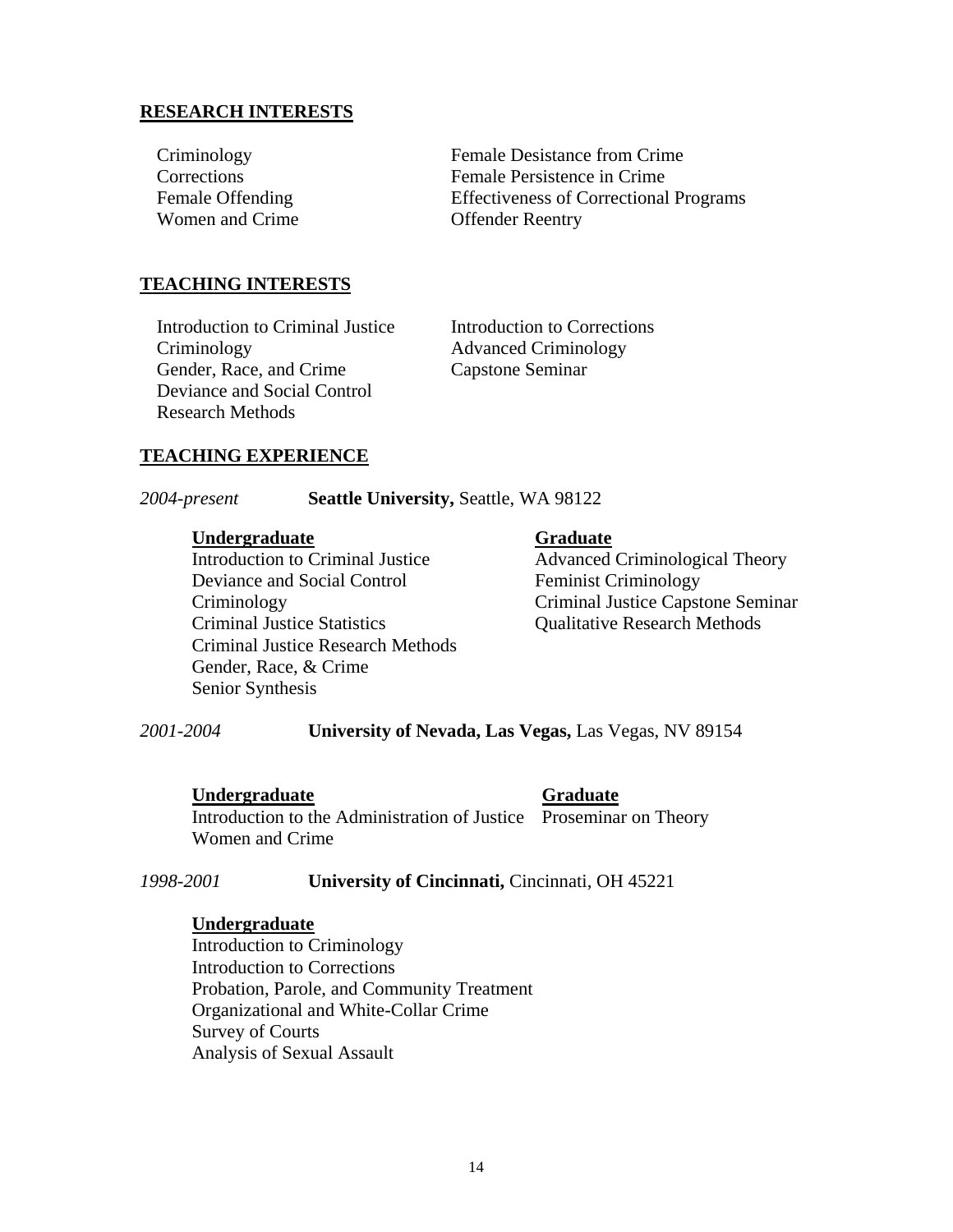## RESEARCH INTERESTS

- Criminology
- Corrections
- Female Offending
- Women and Crime
- Female Desistance from Crime
- Female Persistence in Crime
- Effectiveness of Correctional Programs
- Offender Reentry

## TEACHING INTERESTS

- Introduction to Criminal Justice
- Criminology
- Gender, Race, and Crime
- Deviance and Social Control
- Research Methods
- Introduction to Corrections
- Advanced Criminology
- Capstone Seminar

## TEACHING EXPERIENCE

*2004-present* **Seattle University,** Seattle, WA 98122

**Undergraduate**

- Introduction to Criminal Justice
- Deviance and Social Control
- Criminology
- Criminal Justice Statistics
- Criminal Justice Research Methods
- Gender, Race, & Crime
- Senior Synthesis

**Graduate**

- Advanced Criminological Theory
- Feminist Criminology
- Criminal Justice Capstone Seminar
- Qualitative Research Methods

*2001-2004* **University of Nevada, Las Vegas,** Las Vegas, NV 89154

**Undergraduate**

- Introduction to the Administration of Justice
- Women and Crime

**Graduate**

- Proseminar on Theory

*1998-2001* **University of Cincinnati,** Cincinnati, OH 45221

**Undergraduate**

- Introduction to Criminology
- Introduction to Corrections
- Probation, Parole, and Community Treatment
- Organizational and White-Collar Crime
- Survey of Courts
- Analysis of Sexual Assault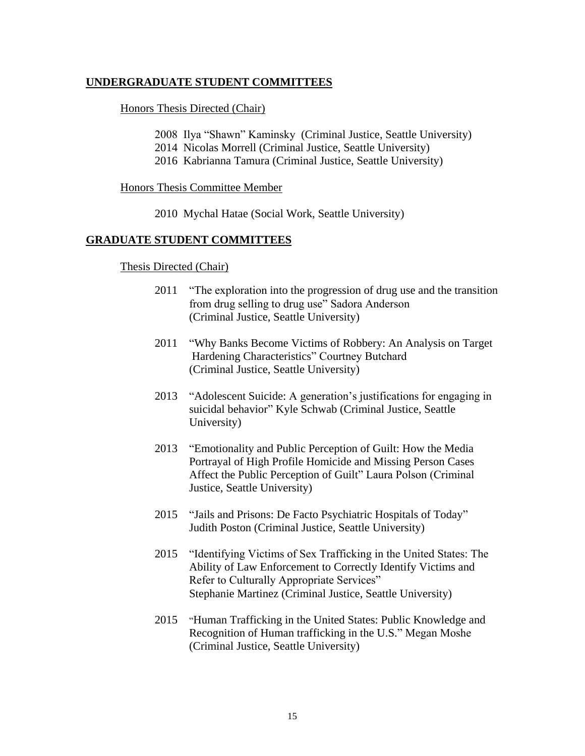## UNDERGRADUATE STUDENT COMMITTEES

### Honors Thesis Directed (Chair)

2008 Ilya "Shawn" Kaminsky (Criminal Justice, Seattle University)
2014 Nicolas Morrell (Criminal Justice, Seattle University)
2016 Kabrianna Tamura (Criminal Justice, Seattle University)

### Honors Thesis Committee Member

2010 Mychal Hatae (Social Work, Seattle University)

## GRADUATE STUDENT COMMITTEES

### Thesis Directed (Chair)

2011 "The exploration into the progression of drug use and the transition from drug selling to drug use" Sadora Anderson (Criminal Justice, Seattle University)

2011 "Why Banks Become Victims of Robbery: An Analysis on Target Hardening Characteristics" Courtney Butchard (Criminal Justice, Seattle University)

2013 "Adolescent Suicide: A generation's justifications for engaging in suicidal behavior" Kyle Schwab (Criminal Justice, Seattle University)

2013 "Emotionality and Public Perception of Guilt: How the Media Portrayal of High Profile Homicide and Missing Person Cases Affect the Public Perception of Guilt" Laura Polson (Criminal Justice, Seattle University)

2015 "Jails and Prisons: De Facto Psychiatric Hospitals of Today" Judith Poston (Criminal Justice, Seattle University)

2015 "Identifying Victims of Sex Trafficking in the United States: The Ability of Law Enforcement to Correctly Identify Victims and Refer to Culturally Appropriate Services" Stephanie Martinez (Criminal Justice, Seattle University)

2015 "Human Trafficking in the United States: Public Knowledge and Recognition of Human trafficking in the U.S." Megan Moshe (Criminal Justice, Seattle University)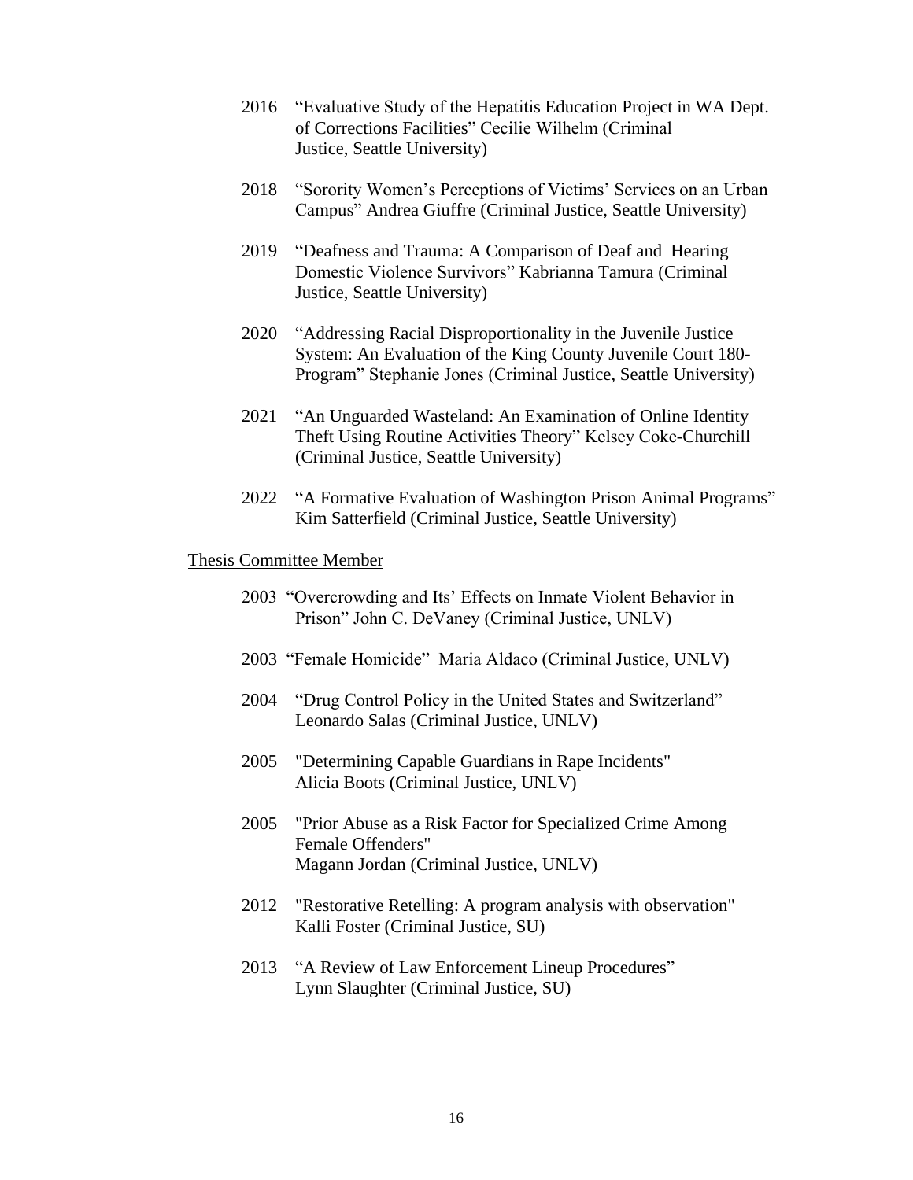2016 "Evaluative Study of the Hepatitis Education Project in WA Dept. of Corrections Facilities" Cecilie Wilhelm (Criminal Justice, Seattle University)

2018 "Sorority Women's Perceptions of Victims' Services on an Urban Campus" Andrea Giuffre (Criminal Justice, Seattle University)

2019 "Deafness and Trauma: A Comparison of Deaf and Hearing Domestic Violence Survivors" Kabrianna Tamura (Criminal Justice, Seattle University)

2020 "Addressing Racial Disproportionality in the Juvenile Justice System: An Evaluation of the King County Juvenile Court 180-Program" Stephanie Jones (Criminal Justice, Seattle University)

2021 "An Unguarded Wasteland: An Examination of Online Identity Theft Using Routine Activities Theory" Kelsey Coke-Churchill (Criminal Justice, Seattle University)

2022 "A Formative Evaluation of Washington Prison Animal Programs" Kim Satterfield (Criminal Justice, Seattle University)

<u>Thesis Committee Member</u>

2003 "Overcrowding and Its' Effects on Inmate Violent Behavior in Prison" John C. DeVaney (Criminal Justice, UNLV)

2003 "Female Homicide" Maria Aldaco (Criminal Justice, UNLV)

2004 "Drug Control Policy in the United States and Switzerland" Leonardo Salas (Criminal Justice, UNLV)

2005 "Determining Capable Guardians in Rape Incidents" Alicia Boots (Criminal Justice, UNLV)

2005 "Prior Abuse as a Risk Factor for Specialized Crime Among Female Offenders" Magann Jordan (Criminal Justice, UNLV)

2012 "Restorative Retelling: A program analysis with observation" Kalli Foster (Criminal Justice, SU)

2013 "A Review of Law Enforcement Lineup Procedures" Lynn Slaughter (Criminal Justice, SU)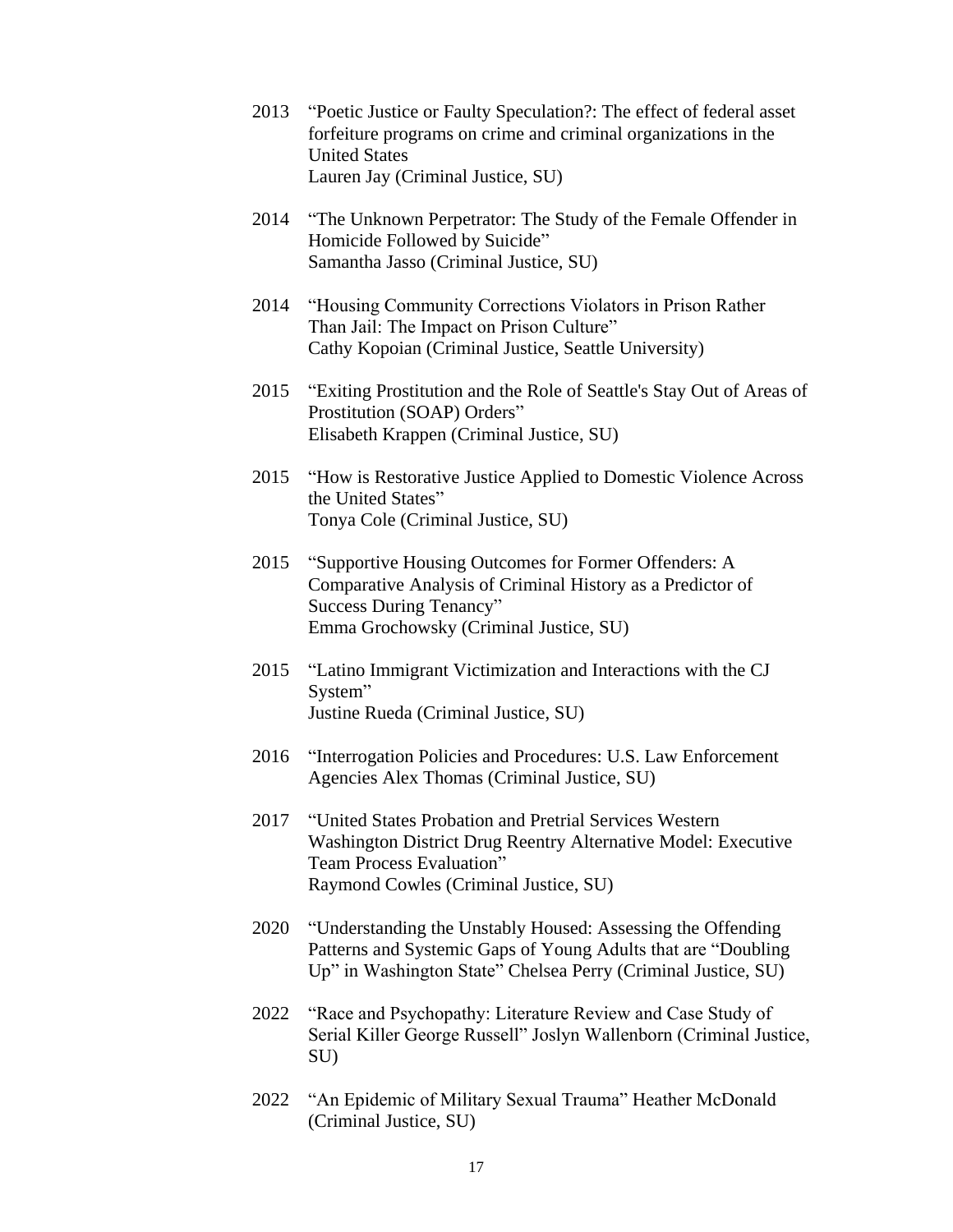2013 "Poetic Justice or Faulty Speculation?: The effect of federal asset forfeiture programs on crime and criminal organizations in the United States
Lauren Jay (Criminal Justice, SU)

2014 "The Unknown Perpetrator: The Study of the Female Offender in Homicide Followed by Suicide"
Samantha Jasso (Criminal Justice, SU)

2014 "Housing Community Corrections Violators in Prison Rather Than Jail: The Impact on Prison Culture"
Cathy Kopoian (Criminal Justice, Seattle University)

2015 "Exiting Prostitution and the Role of Seattle's Stay Out of Areas of Prostitution (SOAP) Orders"
Elisabeth Krappen (Criminal Justice, SU)

2015 "How is Restorative Justice Applied to Domestic Violence Across the United States"
Tonya Cole (Criminal Justice, SU)

2015 "Supportive Housing Outcomes for Former Offenders: A Comparative Analysis of Criminal History as a Predictor of Success During Tenancy"
Emma Grochowsky (Criminal Justice, SU)

2015 "Latino Immigrant Victimization and Interactions with the CJ System"
Justine Rueda (Criminal Justice, SU)

2016 "Interrogation Policies and Procedures: U.S. Law Enforcement Agencies Alex Thomas (Criminal Justice, SU)

2017 "United States Probation and Pretrial Services Western Washington District Drug Reentry Alternative Model: Executive Team Process Evaluation"
Raymond Cowles (Criminal Justice, SU)

2020 "Understanding the Unstably Housed: Assessing the Offending Patterns and Systemic Gaps of Young Adults that are "Doubling Up" in Washington State" Chelsea Perry (Criminal Justice, SU)

2022 "Race and Psychopathy: Literature Review and Case Study of Serial Killer George Russell" Joslyn Wallenborn (Criminal Justice, SU)

2022 "An Epidemic of Military Sexual Trauma" Heather McDonald (Criminal Justice, SU)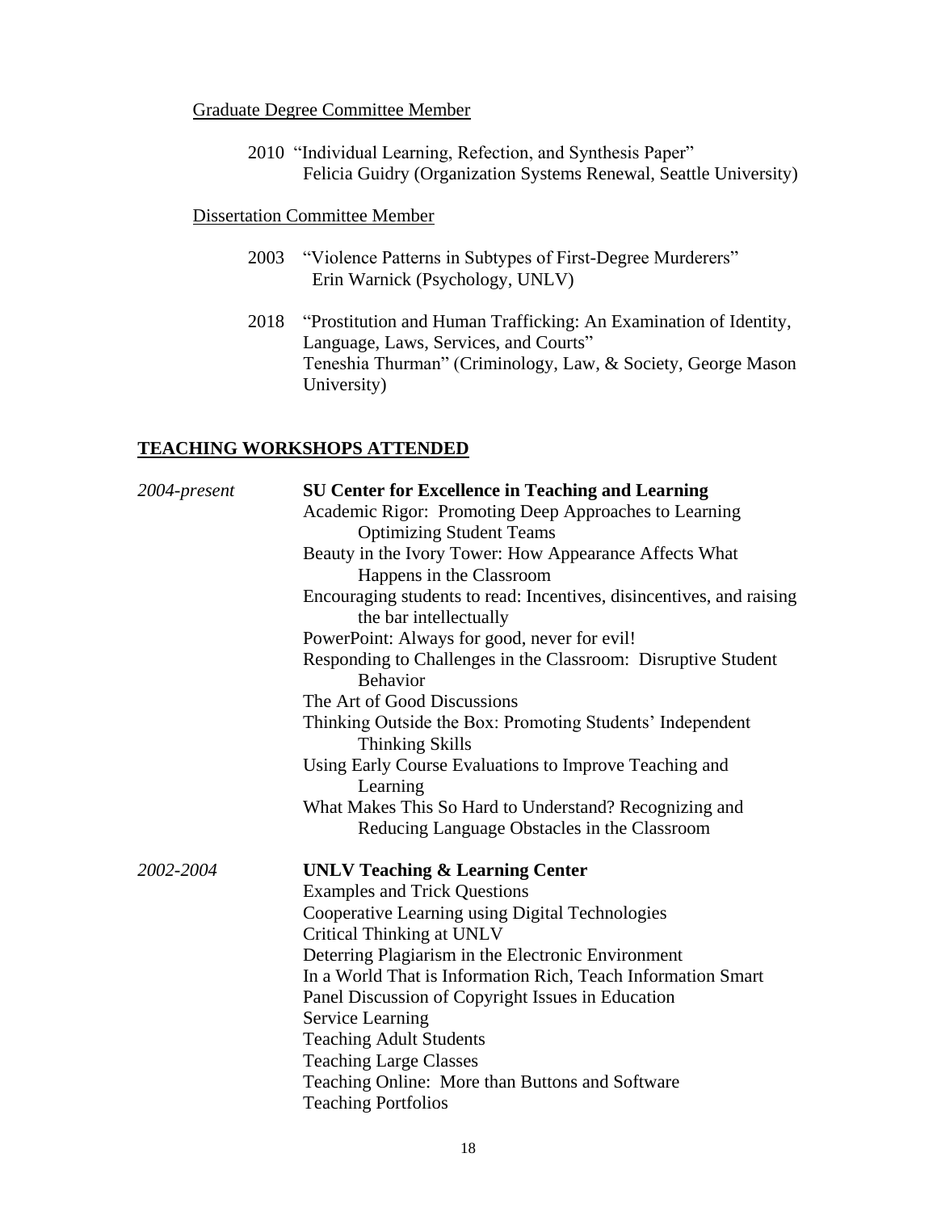Graduate Degree Committee Member

2010 "Individual Learning, Refection, and Synthesis Paper"
Felicia Guidry (Organization Systems Renewal, Seattle University)

Dissertation Committee Member

2003 "Violence Patterns in Subtypes of First-Degree Murderers"
Erin Warnick (Psychology, UNLV)

2018 "Prostitution and Human Trafficking: An Examination of Identity, Language, Laws, Services, and Courts"
Teneshia Thurman" (Criminology, Law, & Society, George Mason University)

## TEACHING WORKSHOPS ATTENDED

*2004-present* **SU Center for Excellence in Teaching and Learning**

- Academic Rigor: Promoting Deep Approaches to Learning
- Optimizing Student Teams
- Beauty in the Ivory Tower: How Appearance Affects What Happens in the Classroom
- Encouraging students to read: Incentives, disincentives, and raising the bar intellectually
- PowerPoint: Always for good, never for evil!
- Responding to Challenges in the Classroom: Disruptive Student Behavior
- The Art of Good Discussions
- Thinking Outside the Box: Promoting Students' Independent Thinking Skills
- Using Early Course Evaluations to Improve Teaching and Learning
- What Makes This So Hard to Understand? Recognizing and Reducing Language Obstacles in the Classroom

*2002-2004* **UNLV Teaching & Learning Center**

- Examples and Trick Questions
- Cooperative Learning using Digital Technologies
- Critical Thinking at UNLV
- Deterring Plagiarism in the Electronic Environment
- In a World That is Information Rich, Teach Information Smart
- Panel Discussion of Copyright Issues in Education
- Service Learning
- Teaching Adult Students
- Teaching Large Classes
- Teaching Online: More than Buttons and Software
- Teaching Portfolios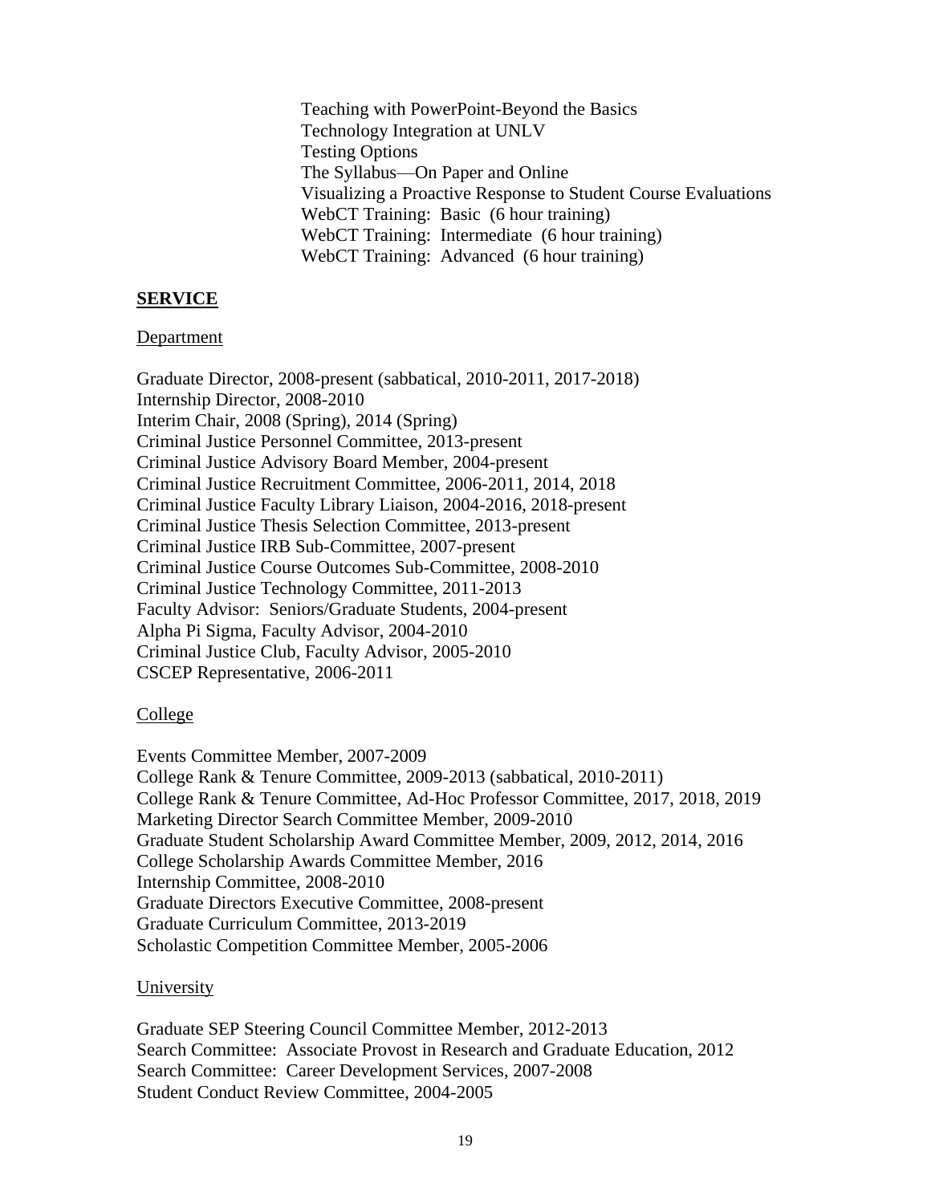Teaching with PowerPoint-Beyond the Basics
Technology Integration at UNLV
Testing Options
The Syllabus—On Paper and Online
Visualizing a Proactive Response to Student Course Evaluations
WebCT Training: Basic (6 hour training)
WebCT Training: Intermediate (6 hour training)
WebCT Training: Advanced (6 hour training)

## SERVICE

### Department

Graduate Director, 2008-present (sabbatical, 2010-2011, 2017-2018)
Internship Director, 2008-2010
Interim Chair, 2008 (Spring), 2014 (Spring)
Criminal Justice Personnel Committee, 2013-present
Criminal Justice Advisory Board Member, 2004-present
Criminal Justice Recruitment Committee, 2006-2011, 2014, 2018
Criminal Justice Faculty Library Liaison, 2004-2016, 2018-present
Criminal Justice Thesis Selection Committee, 2013-present
Criminal Justice IRB Sub-Committee, 2007-present
Criminal Justice Course Outcomes Sub-Committee, 2008-2010
Criminal Justice Technology Committee, 2011-2013
Faculty Advisor: Seniors/Graduate Students, 2004-present
Alpha Pi Sigma, Faculty Advisor, 2004-2010
Criminal Justice Club, Faculty Advisor, 2005-2010
CSCEP Representative, 2006-2011

### College

Events Committee Member, 2007-2009
College Rank & Tenure Committee, 2009-2013 (sabbatical, 2010-2011)
College Rank & Tenure Committee, Ad-Hoc Professor Committee, 2017, 2018, 2019
Marketing Director Search Committee Member, 2009-2010
Graduate Student Scholarship Award Committee Member, 2009, 2012, 2014, 2016
College Scholarship Awards Committee Member, 2016
Internship Committee, 2008-2010
Graduate Directors Executive Committee, 2008-present
Graduate Curriculum Committee, 2013-2019
Scholastic Competition Committee Member, 2005-2006

### University

Graduate SEP Steering Council Committee Member, 2012-2013
Search Committee: Associate Provost in Research and Graduate Education, 2012
Search Committee: Career Development Services, 2007-2008
Student Conduct Review Committee, 2004-2005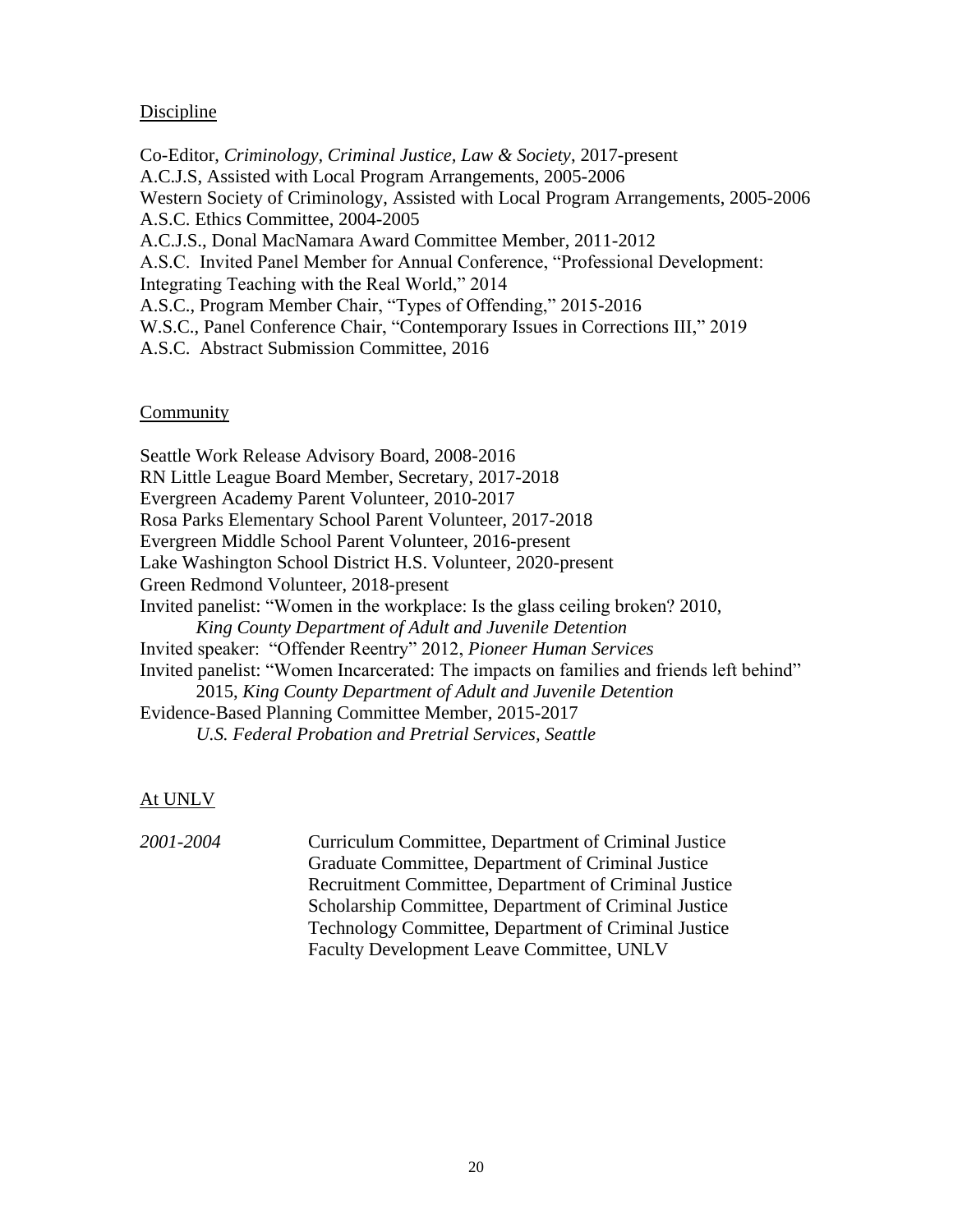Discipline

Co-Editor, *Criminology, Criminal Justice, Law & Society*, 2017-present
A.C.J.S, Assisted with Local Program Arrangements, 2005-2006
Western Society of Criminology, Assisted with Local Program Arrangements, 2005-2006
A.S.C. Ethics Committee, 2004-2005
A.C.J.S., Donal MacNamara Award Committee Member, 2011-2012
A.S.C. Invited Panel Member for Annual Conference, "Professional Development: Integrating Teaching with the Real World," 2014
A.S.C., Program Member Chair, "Types of Offending," 2015-2016
W.S.C., Panel Conference Chair, "Contemporary Issues in Corrections III," 2019
A.S.C. Abstract Submission Committee, 2016

Community

Seattle Work Release Advisory Board, 2008-2016
RN Little League Board Member, Secretary, 2017-2018
Evergreen Academy Parent Volunteer, 2010-2017
Rosa Parks Elementary School Parent Volunteer, 2017-2018
Evergreen Middle School Parent Volunteer, 2016-present
Lake Washington School District H.S. Volunteer, 2020-present
Green Redmond Volunteer, 2018-present
Invited panelist: "Women in the workplace: Is the glass ceiling broken? 2010,
    *King County Department of Adult and Juvenile Detention*
Invited speaker: "Offender Reentry" 2012, *Pioneer Human Services*
Invited panelist: "Women Incarcerated: The impacts on families and friends left behind"
    2015, *King County Department of Adult and Juvenile Detention*
Evidence-Based Planning Committee Member, 2015-2017
    *U.S. Federal Probation and Pretrial Services, Seattle*

At UNLV

*2001-2004* Curriculum Committee, Department of Criminal Justice
Graduate Committee, Department of Criminal Justice
Recruitment Committee, Department of Criminal Justice
Scholarship Committee, Department of Criminal Justice
Technology Committee, Department of Criminal Justice
Faculty Development Leave Committee, UNLV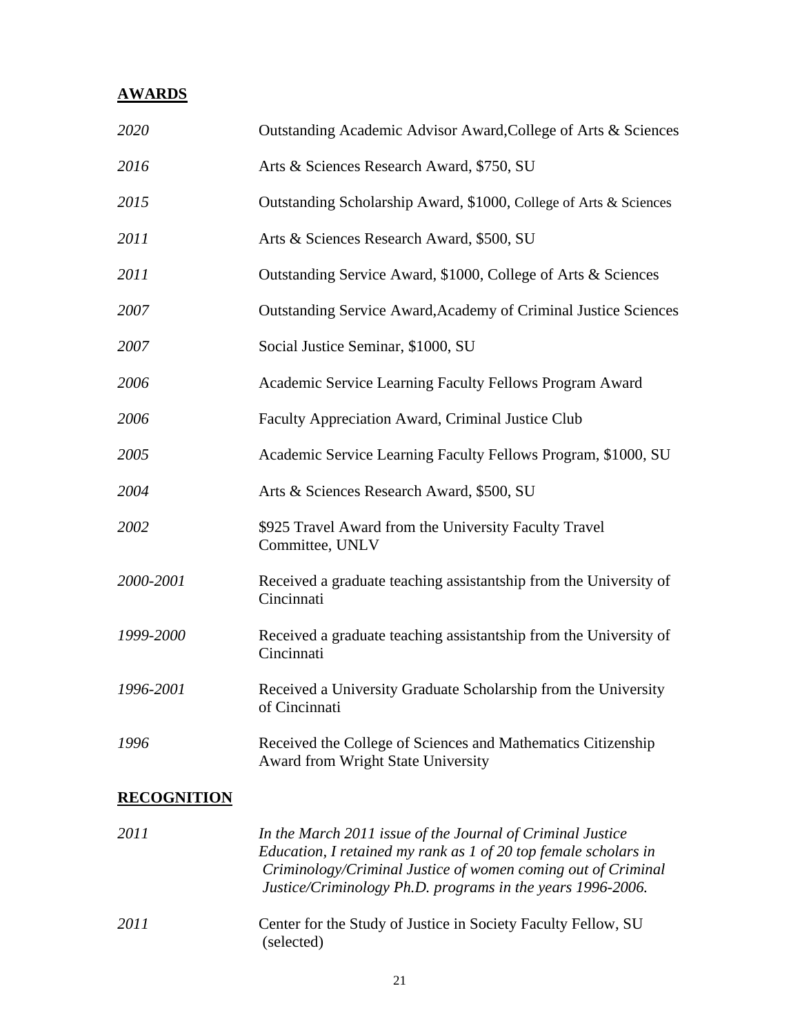## AWARDS

| | |
|---|---|
| *2020* | Outstanding Academic Advisor Award,College of Arts & Sciences |
| *2016* | Arts & Sciences Research Award, $750, SU |
| *2015* | Outstanding Scholarship Award, $1000, College of Arts & Sciences |
| *2011* | Arts & Sciences Research Award, $500, SU |
| *2011* | Outstanding Service Award, $1000, College of Arts & Sciences |
| *2007* | Outstanding Service Award,Academy of Criminal Justice Sciences |
| *2007* | Social Justice Seminar, $1000, SU |
| *2006* | Academic Service Learning Faculty Fellows Program Award |
| *2006* | Faculty Appreciation Award, Criminal Justice Club |
| *2005* | Academic Service Learning Faculty Fellows Program, $1000, SU |
| *2004* | Arts & Sciences Research Award, $500, SU |
| *2002* | $925 Travel Award from the University Faculty Travel Committee, UNLV |
| *2000-2001* | Received a graduate teaching assistantship from the University of Cincinnati |
| *1999-2000* | Received a graduate teaching assistantship from the University of Cincinnati |
| *1996-2001* | Received a University Graduate Scholarship from the University of Cincinnati |
| *1996* | Received the College of Sciences and Mathematics Citizenship Award from Wright State University |

## RECOGNITION

| | |
|---|---|
| *2011* | *In the March 2011 issue of the Journal of Criminal Justice Education, I retained my rank as 1 of 20 top female scholars in Criminology/Criminal Justice of women coming out of Criminal Justice/Criminology Ph.D. programs in the years 1996-2006.* |
| *2011* | Center for the Study of Justice in Society Faculty Fellow, SU (selected) |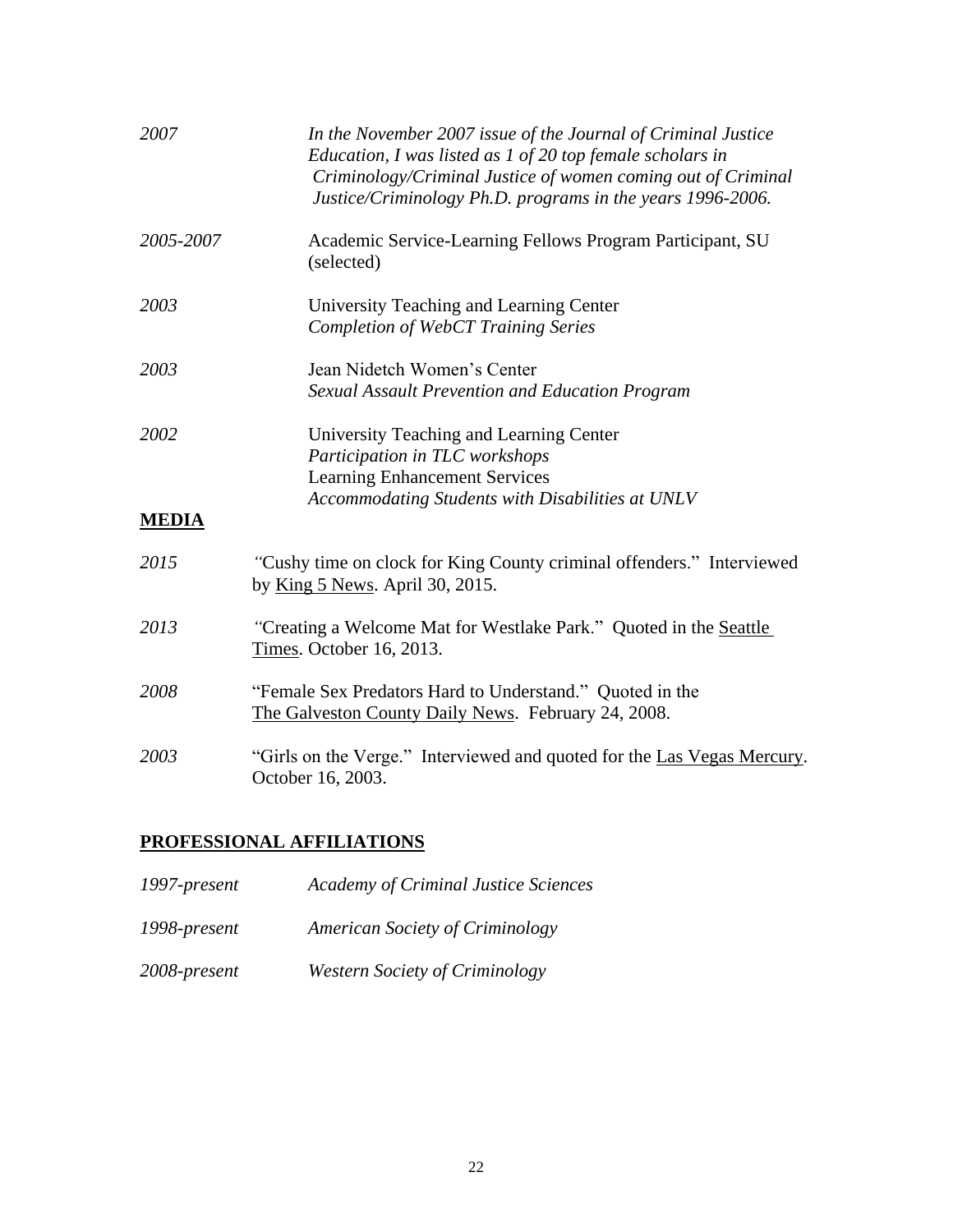*2007* *In the November 2007 issue of the Journal of Criminal Justice Education, I was listed as 1 of 20 top female scholars in Criminology/Criminal Justice of women coming out of Criminal Justice/Criminology Ph.D. programs in the years 1996-2006.*

*2005-2007* Academic Service-Learning Fellows Program Participant, SU (selected)

*2003* University Teaching and Learning Center
*Completion of WebCT Training Series*

*2003* Jean Nidetch Women's Center
*Sexual Assault Prevention and Education Program*

*2002* University Teaching and Learning Center
*Participation in TLC workshops*
Learning Enhancement Services
*Accommodating Students with Disabilities at UNLV*

## MEDIA

*2015* "Cushy time on clock for King County criminal offenders." Interviewed by King 5 News. April 30, 2015.

*2013* "Creating a Welcome Mat for Westlake Park." Quoted in the Seattle Times. October 16, 2013.

*2008* "Female Sex Predators Hard to Understand." Quoted in the The Galveston County Daily News. February 24, 2008.

*2003* "Girls on the Verge." Interviewed and quoted for the Las Vegas Mercury. October 16, 2003.

## PROFESSIONAL AFFILIATIONS

*1997-present* *Academy of Criminal Justice Sciences*

*1998-present* *American Society of Criminology*

*2008-present* *Western Society of Criminology*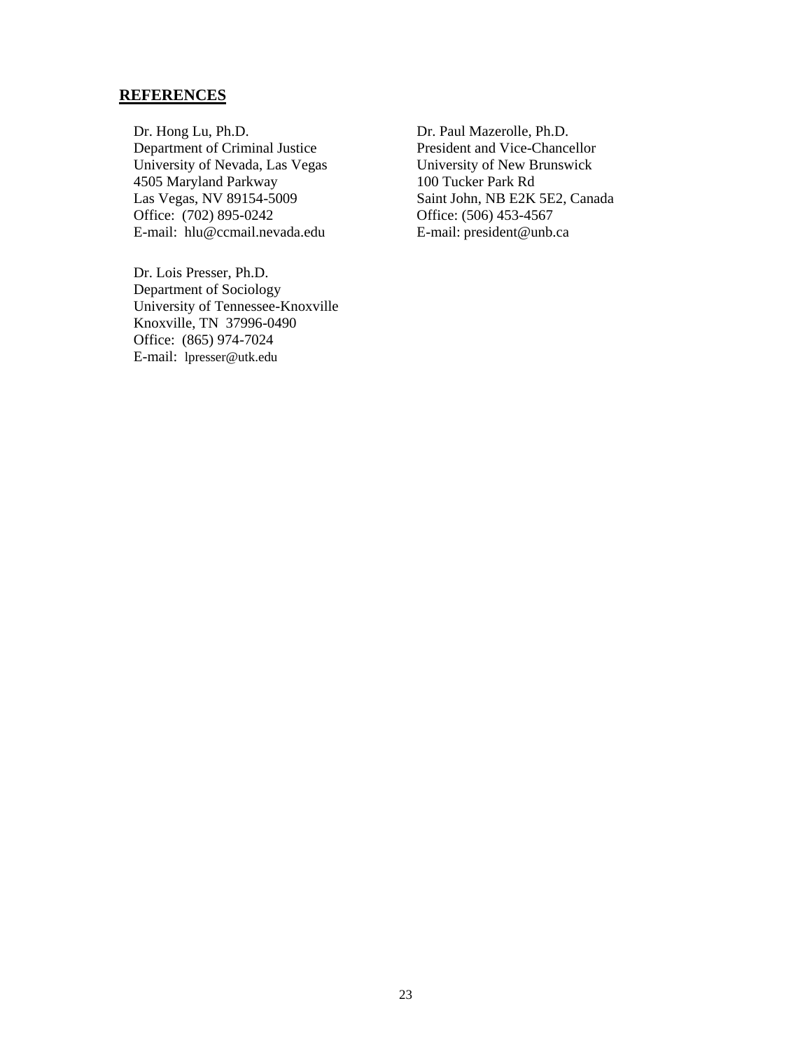## **REFERENCES**

Dr. Hong Lu, Ph.D.
Department of Criminal Justice
University of Nevada, Las Vegas
4505 Maryland Parkway
Las Vegas, NV 89154-5009
Office: (702) 895-0242
E-mail: hlu@ccmail.nevada.edu

Dr. Lois Presser, Ph.D.
Department of Sociology
University of Tennessee-Knoxville
Knoxville, TN 37996-0490
Office: (865) 974-7024
E-mail: lpresser@utk.edu

Dr. Paul Mazerolle, Ph.D.
President and Vice-Chancellor
University of New Brunswick
100 Tucker Park Rd
Saint John, NB E2K 5E2, Canada
Office: (506) 453-4567
E-mail: president@unb.ca